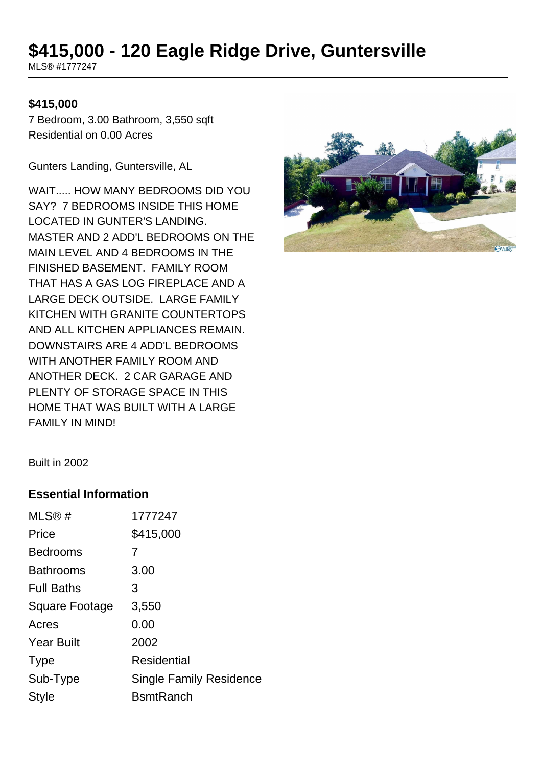# $415,000 - 120 Eagle Ridge Drive, Guntersville

MLS® #1777247

**$415,000**

7 Bedroom, 3.00 Bathroom, 3,550 sqft
Residential on 0.00 Acres

Gunters Landing, Guntersville, AL

WAIT..... HOW MANY BEDROOMS DID YOU SAY? 7 BEDROOMS INSIDE THIS HOME LOCATED IN GUNTER'S LANDING. MASTER AND 2 ADD'L BEDROOMS ON THE MAIN LEVEL AND 4 BEDROOMS IN THE FINISHED BASEMENT. FAMILY ROOM THAT HAS A GAS LOG FIREPLACE AND A LARGE DECK OUTSIDE. LARGE FAMILY KITCHEN WITH GRANITE COUNTERTOPS AND ALL KITCHEN APPLIANCES REMAIN. DOWNSTAIRS ARE 4 ADD'L BEDROOMS WITH ANOTHER FAMILY ROOM AND ANOTHER DECK. 2 CAR GARAGE AND PLENTY OF STORAGE SPACE IN THIS HOME THAT WAS BUILT WITH A LARGE FAMILY IN MIND!

Built in 2002

## Essential Information

| | |
|---|---|
| MLS® # | 1777247 |
| Price | $415,000 |
| Bedrooms | 7 |
| Bathrooms | 3.00 |
| Full Baths | 3 |
| Square Footage | 3,550 |
| Acres | 0.00 |
| Year Built | 2002 |
| Type | Residential |
| Sub-Type | Single Family Residence |
| Style | BsmtRanch |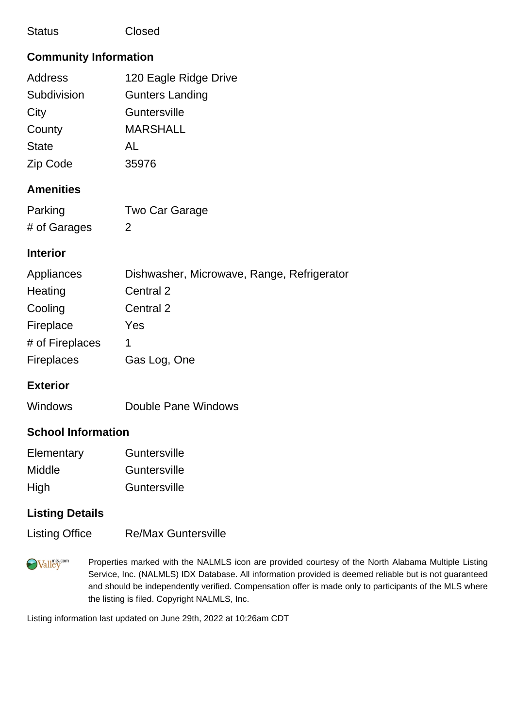| | |
|---|---|
| Status | Closed |

## Community Information

| | |
|---|---|
| Address | 120 Eagle Ridge Drive |
| Subdivision | Gunters Landing |
| City | Guntersville |
| County | MARSHALL |
| State | AL |
| Zip Code | 35976 |

## Amenities

| | |
|---|---|
| Parking | Two Car Garage |
| # of Garages | 2 |

## Interior

| | |
|---|---|
| Appliances | Dishwasher, Microwave, Range, Refrigerator |
| Heating | Central 2 |
| Cooling | Central 2 |
| Fireplace | Yes |
| # of Fireplaces | 1 |
| Fireplaces | Gas Log, One |

## Exterior

| | |
|---|---|
| Windows | Double Pane Windows |

## School Information

| | |
|---|---|
| Elementary | Guntersville |
| Middle | Guntersville |
| High | Guntersville |

## Listing Details

| | |
|---|---|
| Listing Office | Re/Max Guntersville |

Properties marked with the NALMLS icon are provided courtesy of the North Alabama Multiple Listing Service, Inc. (NALMLS) IDX Database. All information provided is deemed reliable but is not guaranteed and should be independently verified. Compensation offer is made only to participants of the MLS where the listing is filed. Copyright NALMLS, Inc.

Listing information last updated on June 29th, 2022 at 10:26am CDT